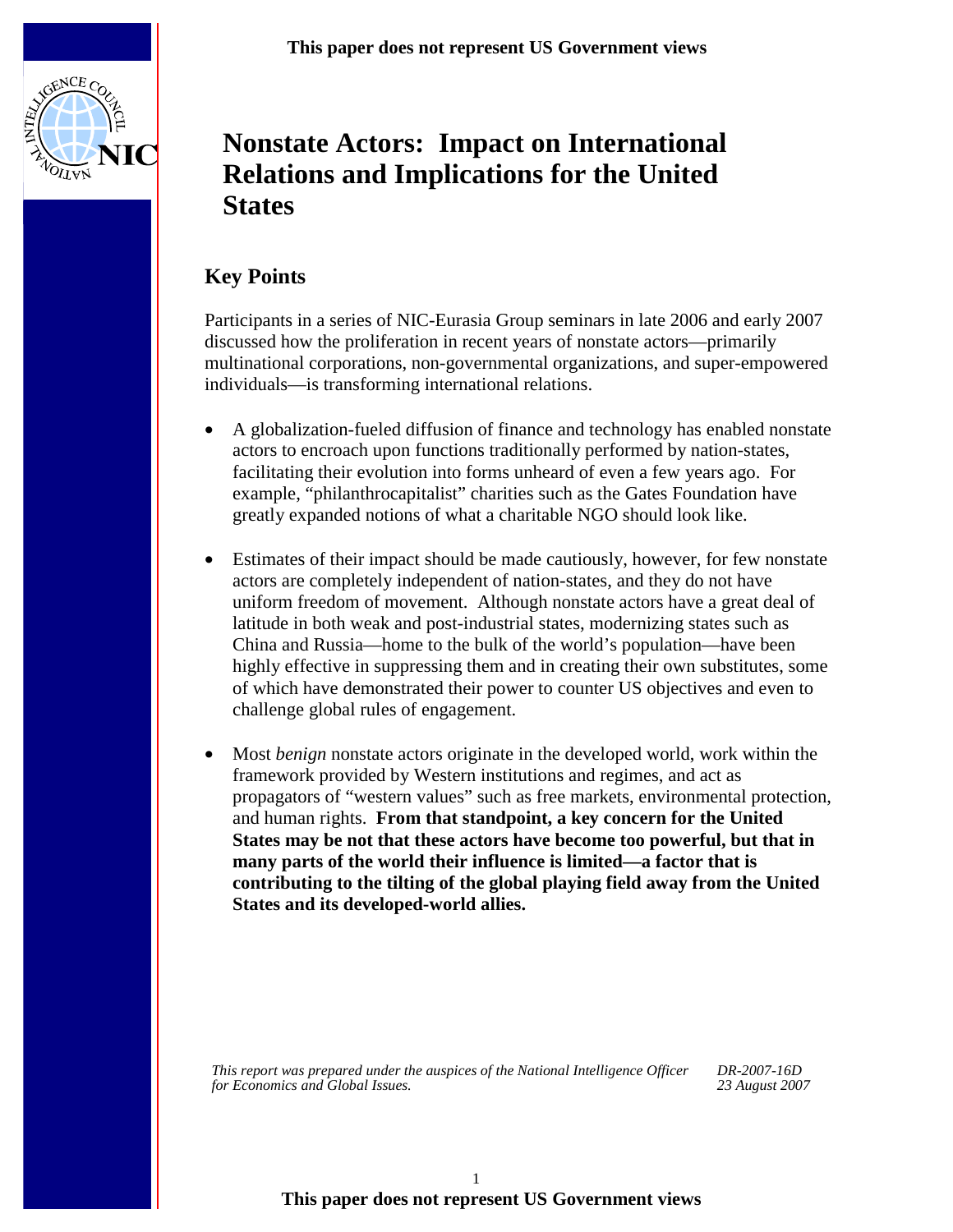# Nonstate Actors: Impact on International Relations and Implications for the United States

## Key Points

Participants in a series of NIC-Eurasia Group seminars in late 2006 and early 2007 discussed how the proliferation in recent years of nonstate actors—primarily multinational corporations, non-governmental organizations, and super-empowered individuals—is transforming international relations.

- A globalization-fueled diffusion of finance and technology has enabled nonstate actors to encroach upon functions traditionally performed by nation-states, facilitating their evolution into forms unheard of even a few years ago. For example, "philanthrocapitalist" charities such as the Gates Foundation have greatly expanded notions of what a charitable NGO should look like.

- Estimates of their impact should be made cautiously, however, for few nonstate actors are completely independent of nation-states, and they do not have uniform freedom of movement. Although nonstate actors have a great deal of latitude in both weak and post-industrial states, modernizing states such as China and Russia—home to the bulk of the world's population—have been highly effective in suppressing them and in creating their own substitutes, some of which have demonstrated their power to counter US objectives and even to challenge global rules of engagement.

- Most *benign* nonstate actors originate in the developed world, work within the framework provided by Western institutions and regimes, and act as propagators of "western values" such as free markets, environmental protection, and human rights. **From that standpoint, a key concern for the United States may be not that these actors have become too powerful, but that in many parts of the world their influence is limited—a factor that is contributing to the tilting of the global playing field away from the United States and its developed-world allies.**

*This report was prepared under the auspices of the National Intelligence Officer for Economics and Global Issues.*

*DR-2007-16D*
*23 August 2007*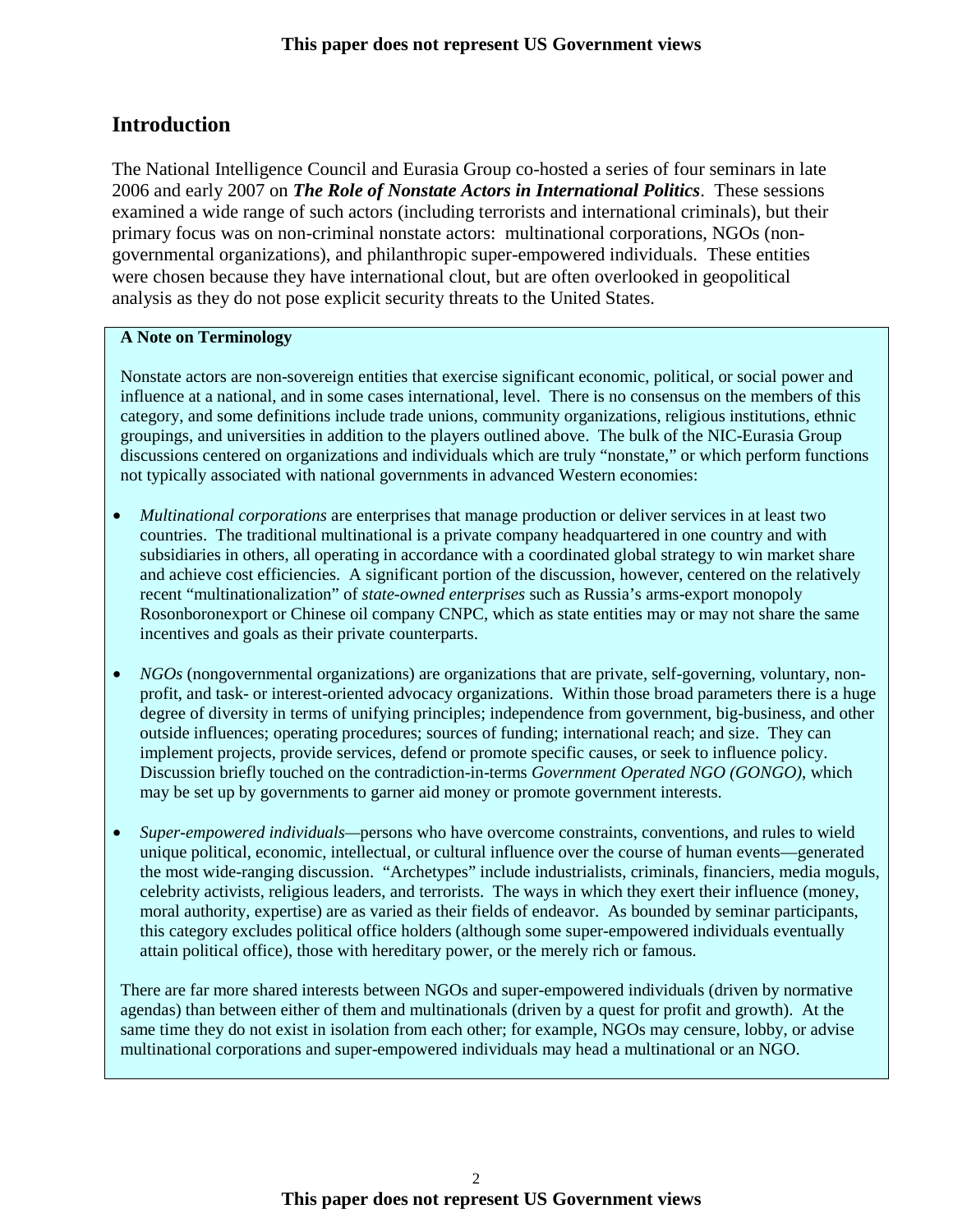## Introduction

The National Intelligence Council and Eurasia Group co-hosted a series of four seminars in late 2006 and early 2007 on ***The Role of Nonstate Actors in International Politics***. These sessions examined a wide range of such actors (including terrorists and international criminals), but their primary focus was on non-criminal nonstate actors: multinational corporations, NGOs (non-governmental organizations), and philanthropic super-empowered individuals. These entities were chosen because they have international clout, but are often overlooked in geopolitical analysis as they do not pose explicit security threats to the United States.

**A Note on Terminology**

Nonstate actors are non-sovereign entities that exercise significant economic, political, or social power and influence at a national, and in some cases international, level. There is no consensus on the members of this category, and some definitions include trade unions, community organizations, religious institutions, ethnic groupings, and universities in addition to the players outlined above. The bulk of the NIC-Eurasia Group discussions centered on organizations and individuals which are truly "nonstate," or which perform functions not typically associated with national governments in advanced Western economies:

- *Multinational corporations* are enterprises that manage production or deliver services in at least two countries. The traditional multinational is a private company headquartered in one country and with subsidiaries in others, all operating in accordance with a coordinated global strategy to win market share and achieve cost efficiencies. A significant portion of the discussion, however, centered on the relatively recent "multinationalization" of *state-owned enterprises* such as Russia's arms-export monopoly Rosonboronexport or Chinese oil company CNPC, which as state entities may or may not share the same incentives and goals as their private counterparts.

- *NGOs* (nongovernmental organizations) are organizations that are private, self-governing, voluntary, non-profit, and task- or interest-oriented advocacy organizations. Within those broad parameters there is a huge degree of diversity in terms of unifying principles; independence from government, big-business, and other outside influences; operating procedures; sources of funding; international reach; and size. They can implement projects, provide services, defend or promote specific causes, or seek to influence policy. Discussion briefly touched on the contradiction-in-terms *Government Operated NGO (GONGO)*, which may be set up by governments to garner aid money or promote government interests.

- *Super-empowered individuals*—persons who have overcome constraints, conventions, and rules to wield unique political, economic, intellectual, or cultural influence over the course of human events—generated the most wide-ranging discussion. "Archetypes" include industrialists, criminals, financiers, media moguls, celebrity activists, religious leaders, and terrorists. The ways in which they exert their influence (money, moral authority, expertise) are as varied as their fields of endeavor. As bounded by seminar participants, this category excludes political office holders (although some super-empowered individuals eventually attain political office), those with hereditary power, or the merely rich or famous.

There are far more shared interests between NGOs and super-empowered individuals (driven by normative agendas) than between either of them and multinationals (driven by a quest for profit and growth). At the same time they do not exist in isolation from each other; for example, NGOs may censure, lobby, or advise multinational corporations and super-empowered individuals may head a multinational or an NGO.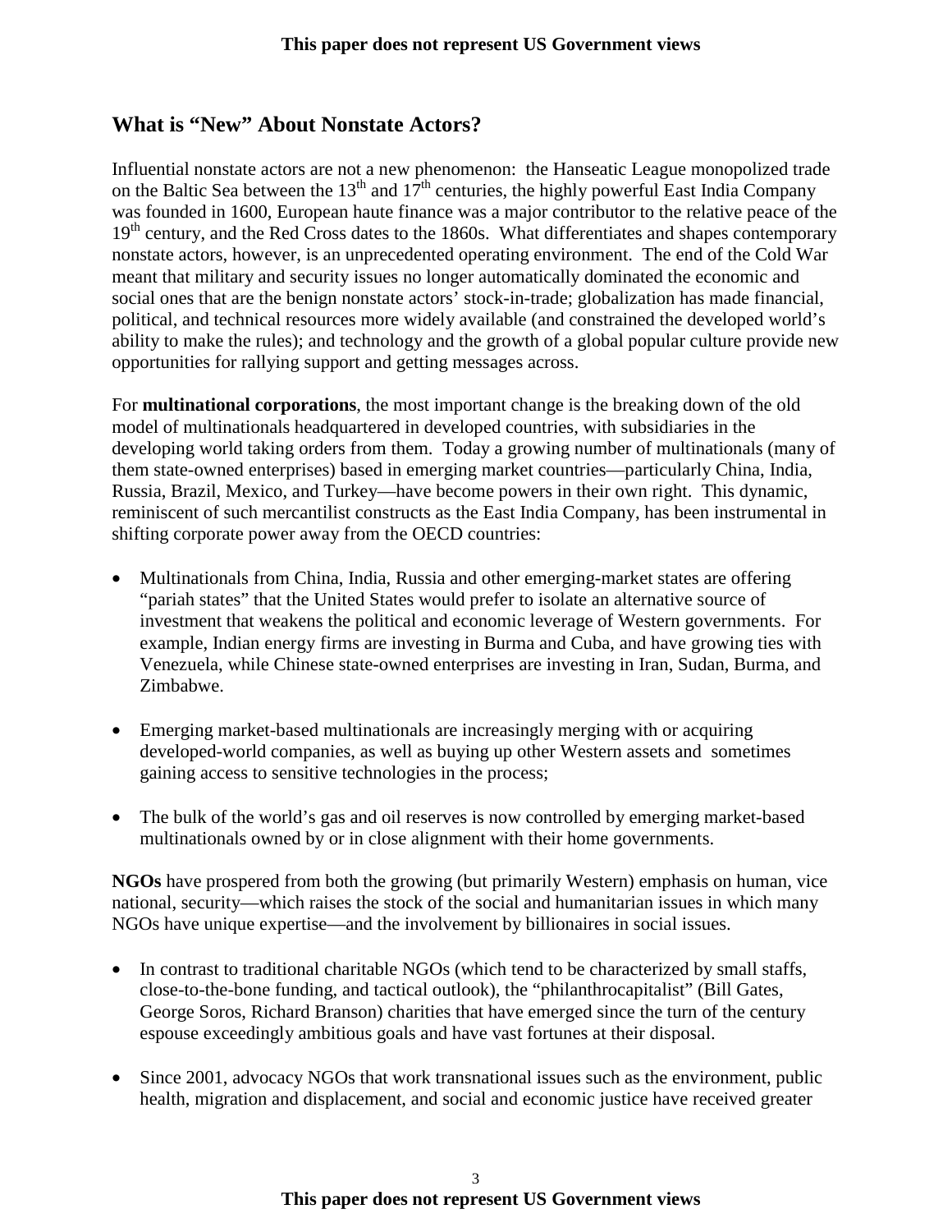## What is "New" About Nonstate Actors?

Influential nonstate actors are not a new phenomenon: the Hanseatic League monopolized trade on the Baltic Sea between the 13th and 17th centuries, the highly powerful East India Company was founded in 1600, European haute finance was a major contributor to the relative peace of the 19th century, and the Red Cross dates to the 1860s. What differentiates and shapes contemporary nonstate actors, however, is an unprecedented operating environment. The end of the Cold War meant that military and security issues no longer automatically dominated the economic and social ones that are the benign nonstate actors' stock-in-trade; globalization has made financial, political, and technical resources more widely available (and constrained the developed world's ability to make the rules); and technology and the growth of a global popular culture provide new opportunities for rallying support and getting messages across.

For **multinational corporations**, the most important change is the breaking down of the old model of multinationals headquartered in developed countries, with subsidiaries in the developing world taking orders from them. Today a growing number of multinationals (many of them state-owned enterprises) based in emerging market countries—particularly China, India, Russia, Brazil, Mexico, and Turkey—have become powers in their own right. This dynamic, reminiscent of such mercantilist constructs as the East India Company, has been instrumental in shifting corporate power away from the OECD countries:

- Multinationals from China, India, Russia and other emerging-market states are offering "pariah states" that the United States would prefer to isolate an alternative source of investment that weakens the political and economic leverage of Western governments. For example, Indian energy firms are investing in Burma and Cuba, and have growing ties with Venezuela, while Chinese state-owned enterprises are investing in Iran, Sudan, Burma, and Zimbabwe.

- Emerging market-based multinationals are increasingly merging with or acquiring developed-world companies, as well as buying up other Western assets and sometimes gaining access to sensitive technologies in the process;

- The bulk of the world's gas and oil reserves is now controlled by emerging market-based multinationals owned by or in close alignment with their home governments.

**NGOs** have prospered from both the growing (but primarily Western) emphasis on human, vice national, security—which raises the stock of the social and humanitarian issues in which many NGOs have unique expertise—and the involvement by billionaires in social issues.

- In contrast to traditional charitable NGOs (which tend to be characterized by small staffs, close-to-the-bone funding, and tactical outlook), the "philanthrocapitalist" (Bill Gates, George Soros, Richard Branson) charities that have emerged since the turn of the century espouse exceedingly ambitious goals and have vast fortunes at their disposal.

- Since 2001, advocacy NGOs that work transnational issues such as the environment, public health, migration and displacement, and social and economic justice have received greater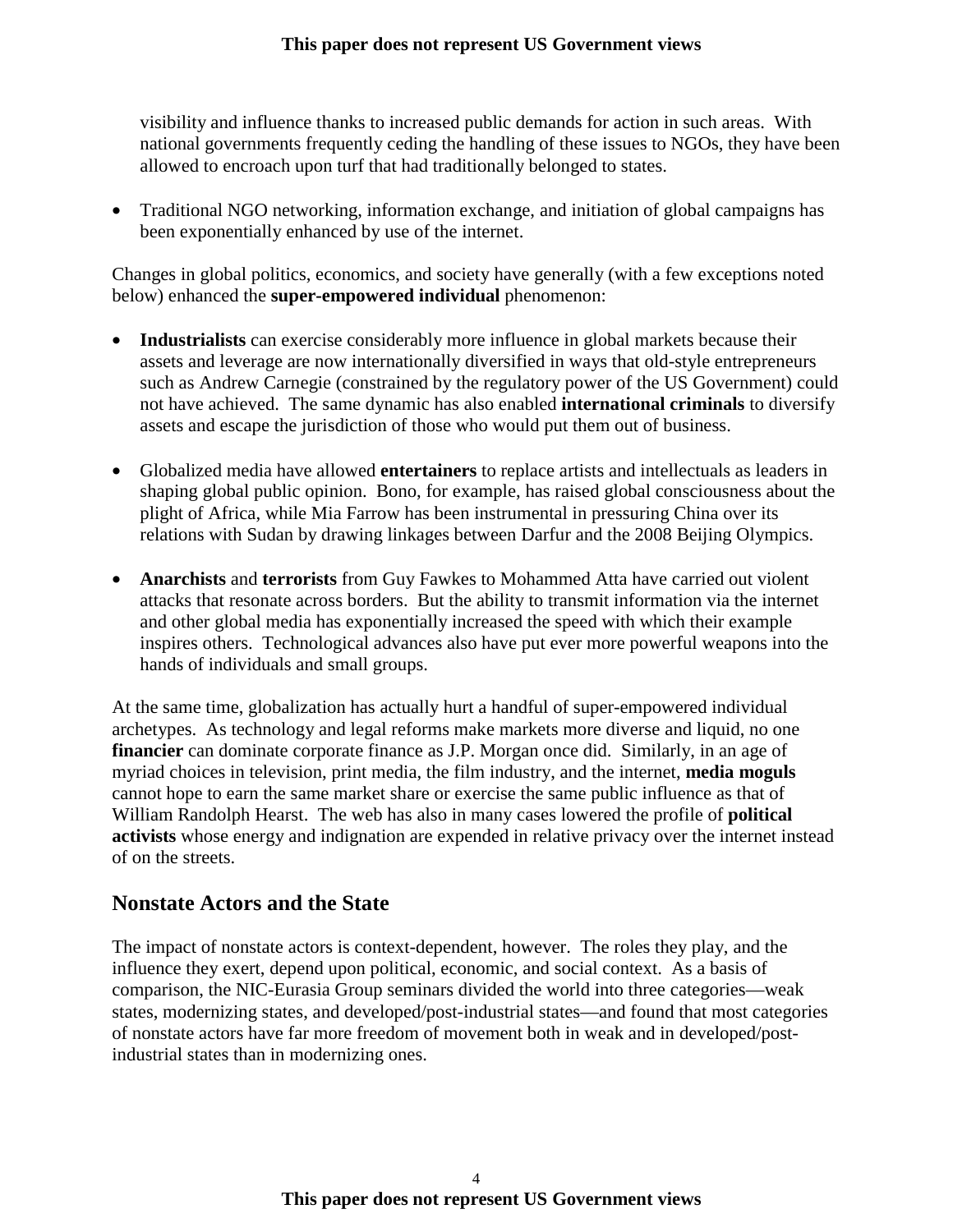visibility and influence thanks to increased public demands for action in such areas. With national governments frequently ceding the handling of these issues to NGOs, they have been allowed to encroach upon turf that had traditionally belonged to states.

- Traditional NGO networking, information exchange, and initiation of global campaigns has been exponentially enhanced by use of the internet.

Changes in global politics, economics, and society have generally (with a few exceptions noted below) enhanced the **super-empowered individual** phenomenon:

- **Industrialists** can exercise considerably more influence in global markets because their assets and leverage are now internationally diversified in ways that old-style entrepreneurs such as Andrew Carnegie (constrained by the regulatory power of the US Government) could not have achieved. The same dynamic has also enabled **international criminals** to diversify assets and escape the jurisdiction of those who would put them out of business.

- Globalized media have allowed **entertainers** to replace artists and intellectuals as leaders in shaping global public opinion. Bono, for example, has raised global consciousness about the plight of Africa, while Mia Farrow has been instrumental in pressuring China over its relations with Sudan by drawing linkages between Darfur and the 2008 Beijing Olympics.

- **Anarchists** and **terrorists** from Guy Fawkes to Mohammed Atta have carried out violent attacks that resonate across borders. But the ability to transmit information via the internet and other global media has exponentially increased the speed with which their example inspires others. Technological advances also have put ever more powerful weapons into the hands of individuals and small groups.

At the same time, globalization has actually hurt a handful of super-empowered individual archetypes. As technology and legal reforms make markets more diverse and liquid, no one **financier** can dominate corporate finance as J.P. Morgan once did. Similarly, in an age of myriad choices in television, print media, the film industry, and the internet, **media moguls** cannot hope to earn the same market share or exercise the same public influence as that of William Randolph Hearst. The web has also in many cases lowered the profile of **political activists** whose energy and indignation are expended in relative privacy over the internet instead of on the streets.

## Nonstate Actors and the State

The impact of nonstate actors is context-dependent, however. The roles they play, and the influence they exert, depend upon political, economic, and social context. As a basis of comparison, the NIC-Eurasia Group seminars divided the world into three categories—weak states, modernizing states, and developed/post-industrial states—and found that most categories of nonstate actors have far more freedom of movement both in weak and in developed/post-industrial states than in modernizing ones.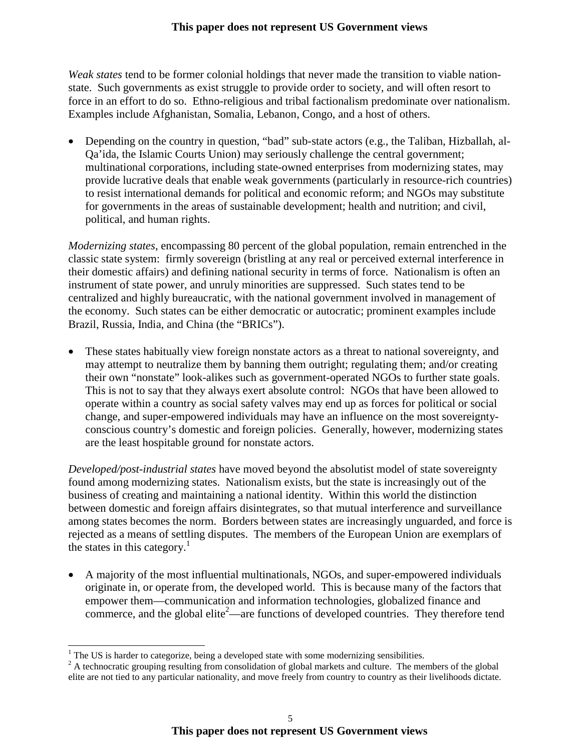*Weak states* tend to be former colonial holdings that never made the transition to viable nation-state. Such governments as exist struggle to provide order to society, and will often resort to force in an effort to do so. Ethno-religious and tribal factionalism predominate over nationalism. Examples include Afghanistan, Somalia, Lebanon, Congo, and a host of others.

- Depending on the country in question, "bad" sub-state actors (e.g., the Taliban, Hizballah, al-Qa'ida, the Islamic Courts Union) may seriously challenge the central government; multinational corporations, including state-owned enterprises from modernizing states, may provide lucrative deals that enable weak governments (particularly in resource-rich countries) to resist international demands for political and economic reform; and NGOs may substitute for governments in the areas of sustainable development; health and nutrition; and civil, political, and human rights.

*Modernizing states*, encompassing 80 percent of the global population, remain entrenched in the classic state system: firmly sovereign (bristling at any real or perceived external interference in their domestic affairs) and defining national security in terms of force. Nationalism is often an instrument of state power, and unruly minorities are suppressed. Such states tend to be centralized and highly bureaucratic, with the national government involved in management of the economy. Such states can be either democratic or autocratic; prominent examples include Brazil, Russia, India, and China (the "BRICs").

- These states habitually view foreign nonstate actors as a threat to national sovereignty, and may attempt to neutralize them by banning them outright; regulating them; and/or creating their own "nonstate" look-alikes such as government-operated NGOs to further state goals. This is not to say that they always exert absolute control: NGOs that have been allowed to operate within a country as social safety valves may end up as forces for political or social change, and super-empowered individuals may have an influence on the most sovereignty-conscious country's domestic and foreign policies. Generally, however, modernizing states are the least hospitable ground for nonstate actors.

*Developed/post-industrial states* have moved beyond the absolutist model of state sovereignty found among modernizing states. Nationalism exists, but the state is increasingly out of the business of creating and maintaining a national identity. Within this world the distinction between domestic and foreign affairs disintegrates, so that mutual interference and surveillance among states becomes the norm. Borders between states are increasingly unguarded, and force is rejected as a means of settling disputes. The members of the European Union are exemplars of the states in this category.[1]

- A majority of the most influential multinationals, NGOs, and super-empowered individuals originate in, or operate from, the developed world. This is because many of the factors that empower them—communication and information technologies, globalized finance and commerce, and the global elite[2]—are functions of developed countries. They therefore tend

---

[1] The US is harder to categorize, being a developed state with some modernizing sensibilities.

[2] A technocratic grouping resulting from consolidation of global markets and culture. The members of the global elite are not tied to any particular nationality, and move freely from country to country as their livelihoods dictate.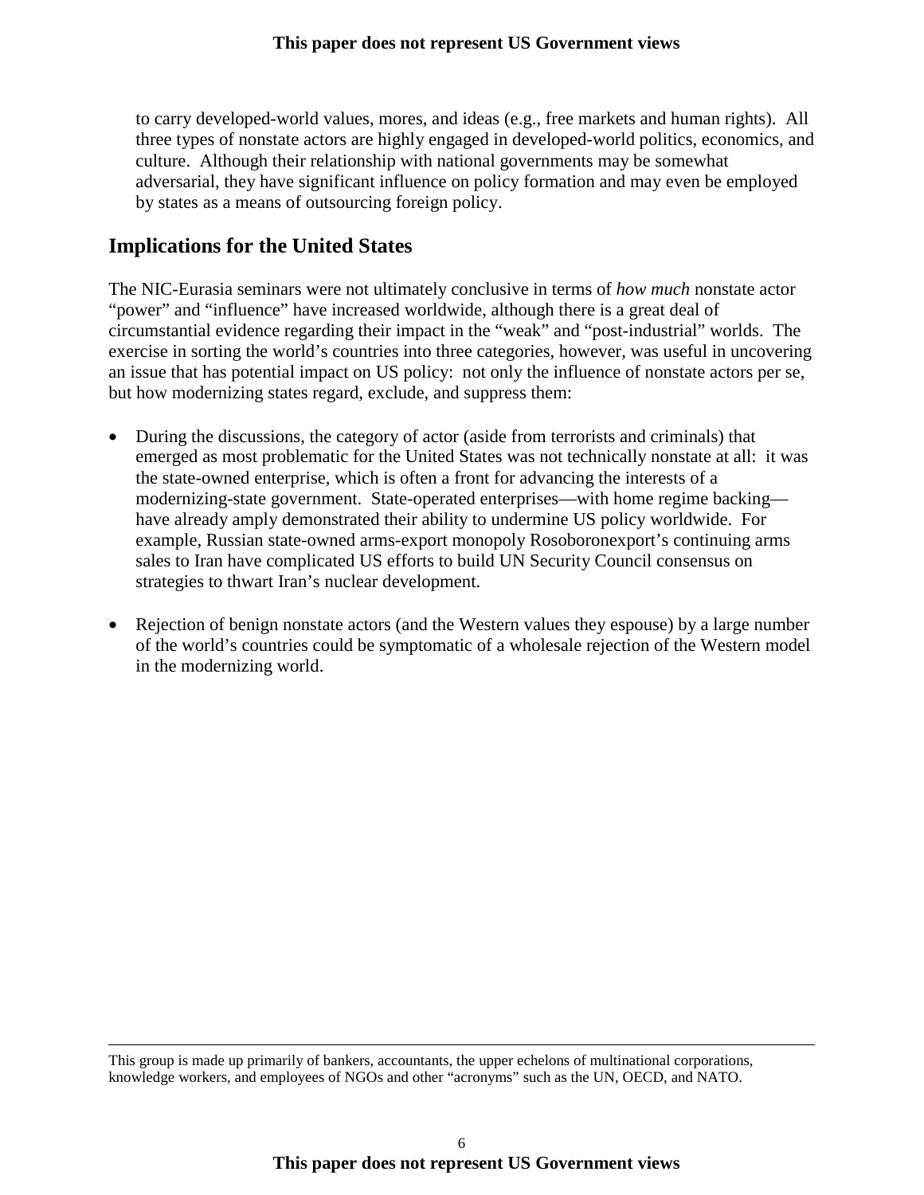to carry developed-world values, mores, and ideas (e.g., free markets and human rights). All three types of nonstate actors are highly engaged in developed-world politics, economics, and culture. Although their relationship with national governments may be somewhat adversarial, they have significant influence on policy formation and may even be employed by states as a means of outsourcing foreign policy.

## Implications for the United States

The NIC-Eurasia seminars were not ultimately conclusive in terms of *how much* nonstate actor "power" and "influence" have increased worldwide, although there is a great deal of circumstantial evidence regarding their impact in the "weak" and "post-industrial" worlds. The exercise in sorting the world's countries into three categories, however, was useful in uncovering an issue that has potential impact on US policy: not only the influence of nonstate actors per se, but how modernizing states regard, exclude, and suppress them:

- During the discussions, the category of actor (aside from terrorists and criminals) that emerged as most problematic for the United States was not technically nonstate at all: it was the state-owned enterprise, which is often a front for advancing the interests of a modernizing-state government. State-operated enterprises—with home regime backing—have already amply demonstrated their ability to undermine US policy worldwide. For example, Russian state-owned arms-export monopoly Rosoboronexport's continuing arms sales to Iran have complicated US efforts to build UN Security Council consensus on strategies to thwart Iran's nuclear development.

- Rejection of benign nonstate actors (and the Western values they espouse) by a large number of the world's countries could be symptomatic of a wholesale rejection of the Western model in the modernizing world.

---

This group is made up primarily of bankers, accountants, the upper echelons of multinational corporations, knowledge workers, and employees of NGOs and other "acronyms" such as the UN, OECD, and NATO.